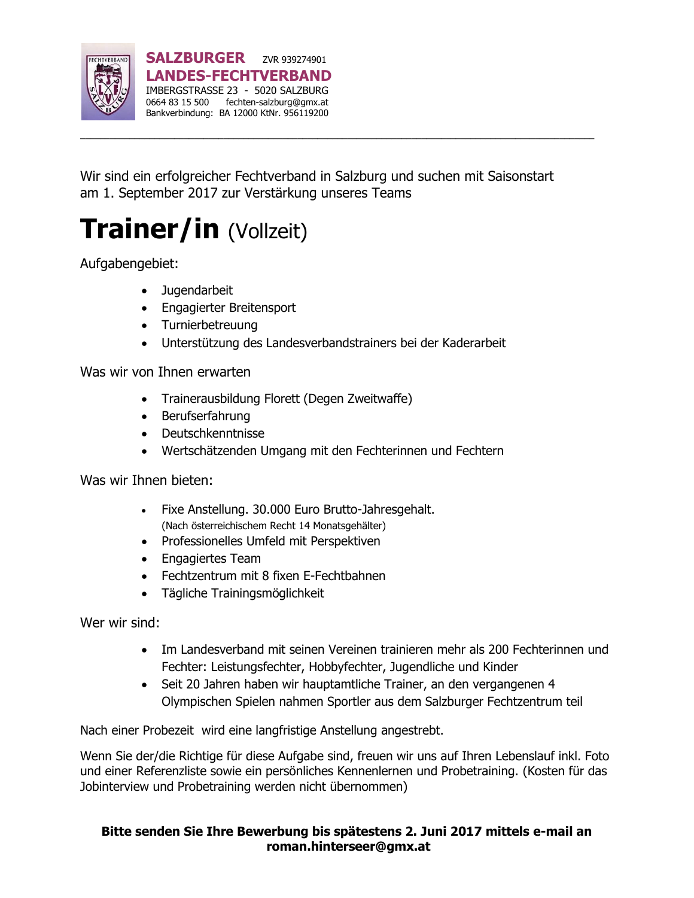**SALZBURGER LANDES-FECHTVERBAND** ZVR 939274901
IMBERGSTRASSE 23 - 5020 SALZBURG
0664 83 15 500 fechten-salzburg@gmx.at
Bankverbindung: BA 12000 KtNr. 956119200

---

Wir sind ein erfolgreicher Fechtverband in Salzburg und suchen mit Saisonstart am 1. September 2017 zur Verstärkung unseres Teams

# Trainer/in (Vollzeit)

Aufgabengebiet:

- Jugendarbeit
- Engagierter Breitensport
- Turnierbetreuung
- Unterstützung des Landesverbandstrainers bei der Kaderarbeit

Was wir von Ihnen erwarten

- Trainerausbildung Florett (Degen Zweitwaffe)
- Berufserfahrung
- Deutschkenntnisse
- Wertschätzenden Umgang mit den Fechterinnen und Fechtern

Was wir Ihnen bieten:

- Fixe Anstellung. 30.000 Euro Brutto-Jahresgehalt.
  (Nach österreichischem Recht 14 Monatsgehälter)
- Professionelles Umfeld mit Perspektiven
- Engagiertes Team
- Fechtzentrum mit 8 fixen E-Fechtbahnen
- Tägliche Trainingsmöglichkeit

Wer wir sind:

- Im Landesverband mit seinen Vereinen trainieren mehr als 200 Fechterinnen und Fechter: Leistungsfechter, Hobbyfechter, Jugendliche und Kinder
- Seit 20 Jahren haben wir hauptamtliche Trainer, an den vergangenen 4 Olympischen Spielen nahmen Sportler aus dem Salzburger Fechtzentrum teil

Nach einer Probezeit wird eine langfristige Anstellung angestrebt.

Wenn Sie der/die Richtige für diese Aufgabe sind, freuen wir uns auf Ihren Lebenslauf inkl. Foto und einer Referenzliste sowie ein persönliches Kennenlernen und Probetraining. (Kosten für das Jobinterview und Probetraining werden nicht übernommen)

**Bitte senden Sie Ihre Bewerbung bis spätestens 2. Juni 2017 mittels e-mail an roman.hinterseer@gmx.at**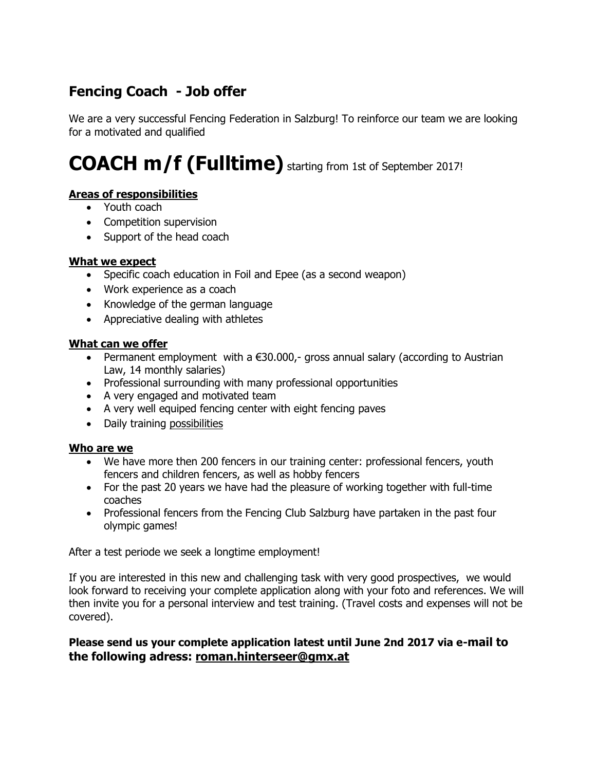## Fencing Coach  - Job offer

We are a very successful Fencing Federation in Salzburg! To reinforce our team we are looking for a motivated and qualified

# COACH m/f (Fulltime) starting from 1st of September 2017!

**Areas of responsibilities**

- Youth coach
- Competition supervision
- Support of the head coach

**What we expect**

- Specific coach education in Foil and Epee (as a second weapon)
- Work experience as a coach
- Knowledge of the german language
- Appreciative dealing with athletes

**What can we offer**

- Permanent employment  with a €30.000,- gross annual salary (according to Austrian Law, 14 monthly salaries)
- Professional surrounding with many professional opportunities
- A very engaged and motivated team
- A very well equiped fencing center with eight fencing paves
- Daily training possibilities

**Who are we**

- We have more then 200 fencers in our training center: professional fencers, youth fencers and children fencers, as well as hobby fencers
- For the past 20 years we have had the pleasure of working together with full-time coaches
- Professional fencers from the Fencing Club Salzburg have partaken in the past four olympic games!

After a test periode we seek a longtime employment!

If you are interested in this new and challenging task with very good prospectives,  we would look forward to receiving your complete application along with your foto and references. We will then invite you for a personal interview and test training. (Travel costs and expenses will not be covered).

**Please send us your complete application latest until June 2nd 2017 via e-mail to the following adress: roman.hinterseer@gmx.at**